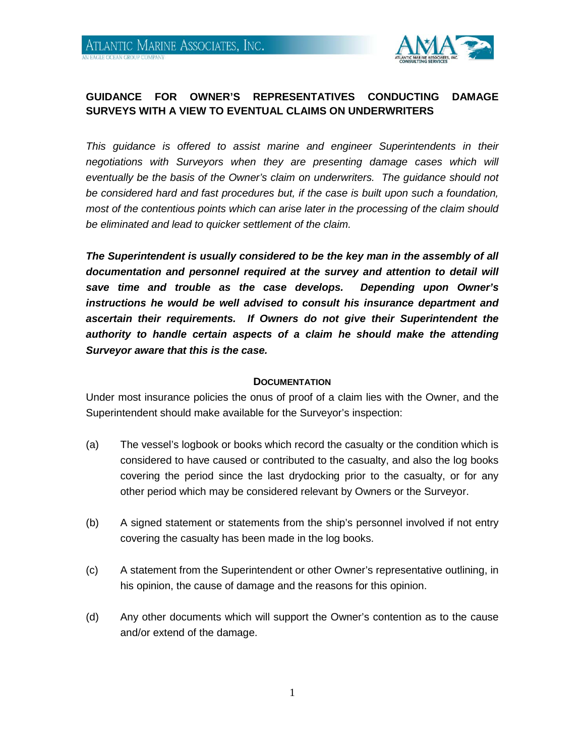# GUIDANCE FOR OWNER'S REPRESENTATIVES CONDUCTING DAMAGE SURVEYS WITH A VIEW TO EVENTUAL CLAIMS ON UNDERWRITERS

*This guidance is offered to assist marine and engineer Superintendents in their negotiations with Surveyors when they are presenting damage cases which will eventually be the basis of the Owner's claim on underwriters. The guidance should not be considered hard and fast procedures but, if the case is built upon such a foundation, most of the contentious points which can arise later in the processing of the claim should be eliminated and lead to quicker settlement of the claim.*

***The Superintendent is usually considered to be the key man in the assembly of all documentation and personnel required at the survey and attention to detail will save time and trouble as the case develops. Depending upon Owner's instructions he would be well advised to consult his insurance department and ascertain their requirements. If Owners do not give their Superintendent the authority to handle certain aspects of a claim he should make the attending Surveyor aware that this is the case.***

## DOCUMENTATION

Under most insurance policies the onus of proof of a claim lies with the Owner, and the Superintendent should make available for the Surveyor's inspection:

(a) The vessel's logbook or books which record the casualty or the condition which is considered to have caused or contributed to the casualty, and also the log books covering the period since the last drydocking prior to the casualty, or for any other period which may be considered relevant by Owners or the Surveyor.

(b) A signed statement or statements from the ship's personnel involved if not entry covering the casualty has been made in the log books.

(c) A statement from the Superintendent or other Owner's representative outlining, in his opinion, the cause of damage and the reasons for this opinion.

(d) Any other documents which will support the Owner's contention as to the cause and/or extend of the damage.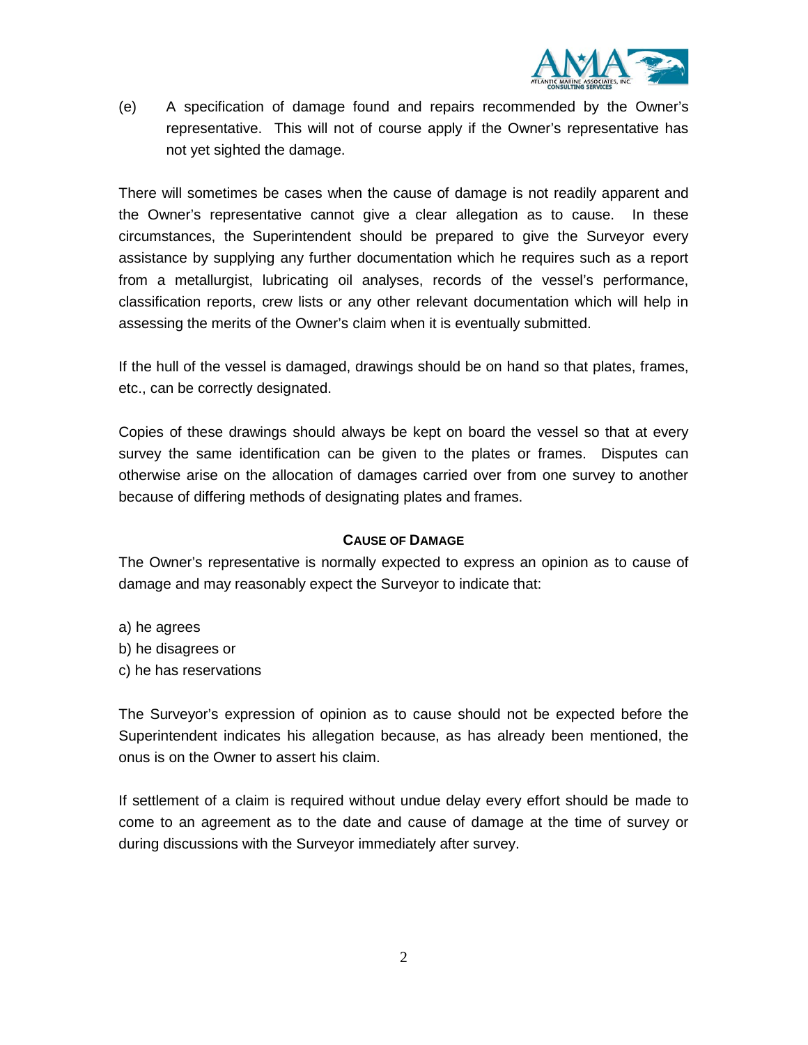(e) A specification of damage found and repairs recommended by the Owner's representative. This will not of course apply if the Owner's representative has not yet sighted the damage.

There will sometimes be cases when the cause of damage is not readily apparent and the Owner's representative cannot give a clear allegation as to cause. In these circumstances, the Superintendent should be prepared to give the Surveyor every assistance by supplying any further documentation which he requires such as a report from a metallurgist, lubricating oil analyses, records of the vessel's performance, classification reports, crew lists or any other relevant documentation which will help in assessing the merits of the Owner's claim when it is eventually submitted.

If the hull of the vessel is damaged, drawings should be on hand so that plates, frames, etc., can be correctly designated.

Copies of these drawings should always be kept on board the vessel so that at every survey the same identification can be given to the plates or frames. Disputes can otherwise arise on the allocation of damages carried over from one survey to another because of differing methods of designating plates and frames.

## CAUSE OF DAMAGE

The Owner's representative is normally expected to express an opinion as to cause of damage and may reasonably expect the Surveyor to indicate that:

a) he agrees
b) he disagrees or
c) he has reservations

The Surveyor's expression of opinion as to cause should not be expected before the Superintendent indicates his allegation because, as has already been mentioned, the onus is on the Owner to assert his claim.

If settlement of a claim is required without undue delay every effort should be made to come to an agreement as to the date and cause of damage at the time of survey or during discussions with the Surveyor immediately after survey.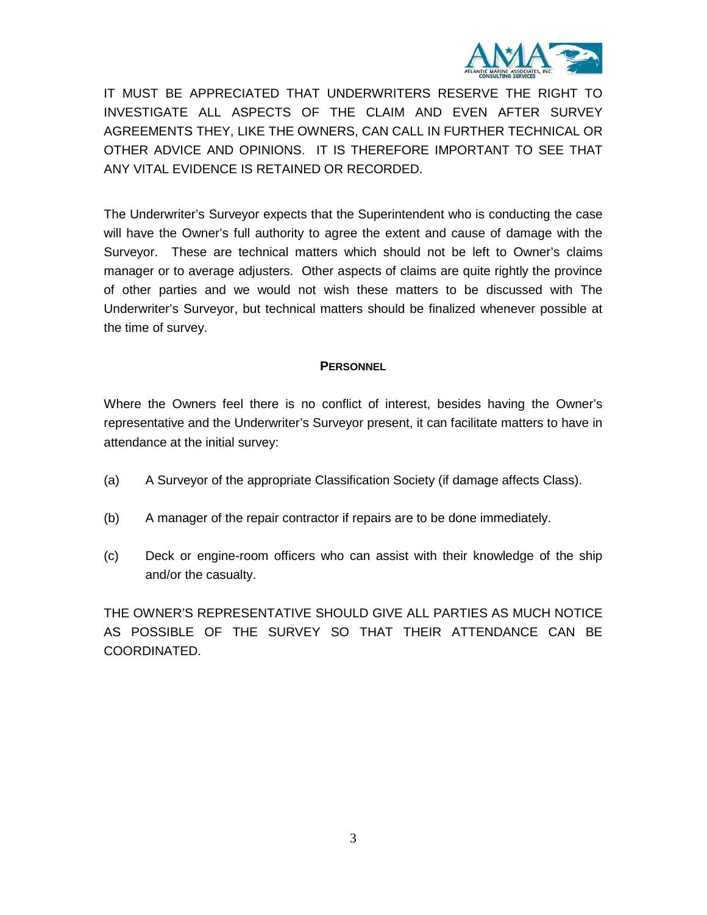IT MUST BE APPRECIATED THAT UNDERWRITERS RESERVE THE RIGHT TO INVESTIGATE ALL ASPECTS OF THE CLAIM AND EVEN AFTER SURVEY AGREEMENTS THEY, LIKE THE OWNERS, CAN CALL IN FURTHER TECHNICAL OR OTHER ADVICE AND OPINIONS. IT IS THEREFORE IMPORTANT TO SEE THAT ANY VITAL EVIDENCE IS RETAINED OR RECORDED.

The Underwriter's Surveyor expects that the Superintendent who is conducting the case will have the Owner's full authority to agree the extent and cause of damage with the Surveyor. These are technical matters which should not be left to Owner's claims manager or to average adjusters. Other aspects of claims are quite rightly the province of other parties and we would not wish these matters to be discussed with The Underwriter's Surveyor, but technical matters should be finalized whenever possible at the time of survey.

## PERSONNEL

Where the Owners feel there is no conflict of interest, besides having the Owner's representative and the Underwriter's Surveyor present, it can facilitate matters to have in attendance at the initial survey:

(a) A Surveyor of the appropriate Classification Society (if damage affects Class).

(b) A manager of the repair contractor if repairs are to be done immediately.

(c) Deck or engine-room officers who can assist with their knowledge of the ship and/or the casualty.

THE OWNER'S REPRESENTATIVE SHOULD GIVE ALL PARTIES AS MUCH NOTICE AS POSSIBLE OF THE SURVEY SO THAT THEIR ATTENDANCE CAN BE COORDINATED.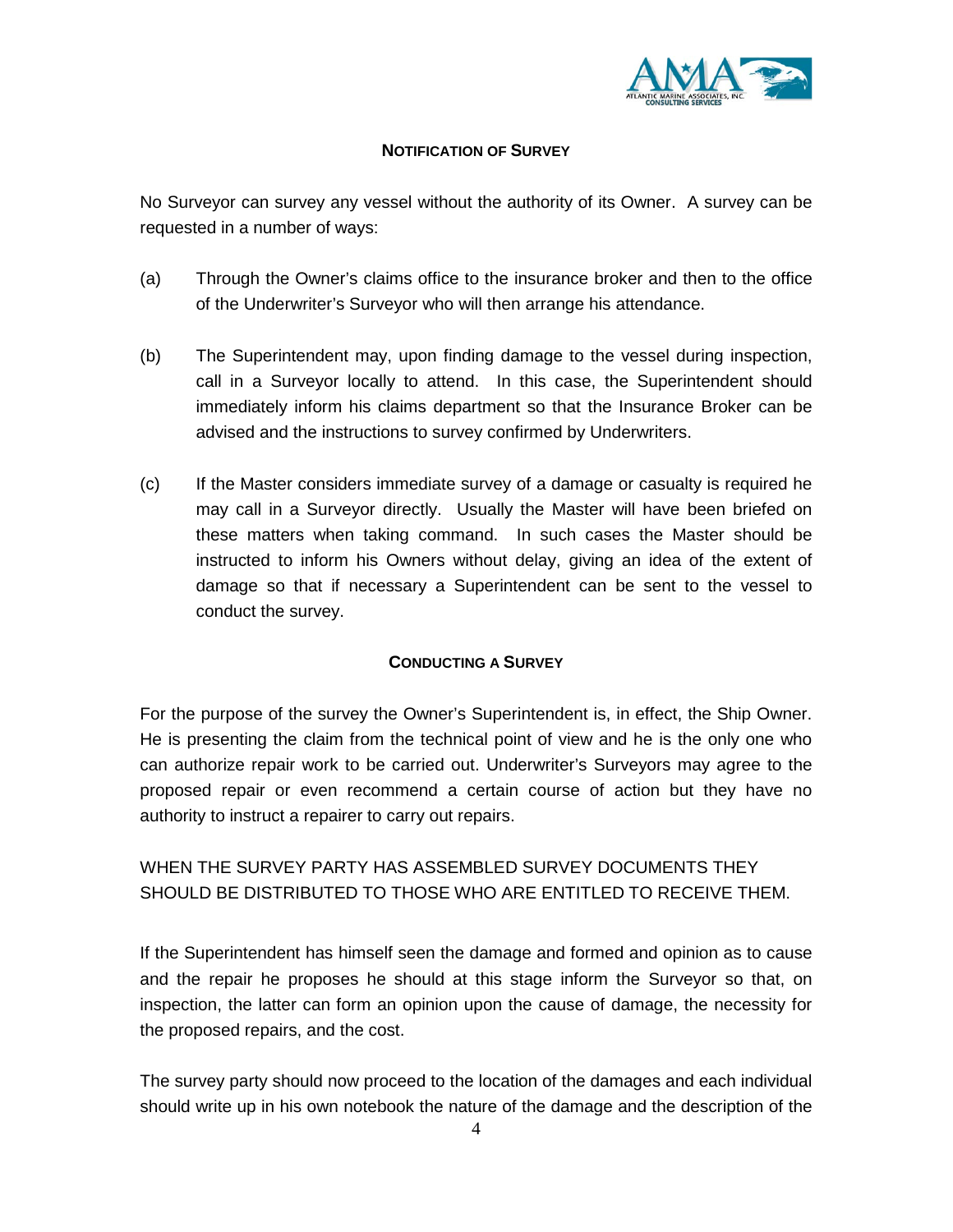## Notification of Survey

No Surveyor can survey any vessel without the authority of its Owner. A survey can be requested in a number of ways:

(a) Through the Owner's claims office to the insurance broker and then to the office of the Underwriter's Surveyor who will then arrange his attendance.

(b) The Superintendent may, upon finding damage to the vessel during inspection, call in a Surveyor locally to attend. In this case, the Superintendent should immediately inform his claims department so that the Insurance Broker can be advised and the instructions to survey confirmed by Underwriters.

(c) If the Master considers immediate survey of a damage or casualty is required he may call in a Surveyor directly. Usually the Master will have been briefed on these matters when taking command. In such cases the Master should be instructed to inform his Owners without delay, giving an idea of the extent of damage so that if necessary a Superintendent can be sent to the vessel to conduct the survey.

## Conducting a Survey

For the purpose of the survey the Owner's Superintendent is, in effect, the Ship Owner. He is presenting the claim from the technical point of view and he is the only one who can authorize repair work to be carried out. Underwriter's Surveyors may agree to the proposed repair or even recommend a certain course of action but they have no authority to instruct a repairer to carry out repairs.

WHEN THE SURVEY PARTY HAS ASSEMBLED SURVEY DOCUMENTS THEY SHOULD BE DISTRIBUTED TO THOSE WHO ARE ENTITLED TO RECEIVE THEM.

If the Superintendent has himself seen the damage and formed and opinion as to cause and the repair he proposes he should at this stage inform the Surveyor so that, on inspection, the latter can form an opinion upon the cause of damage, the necessity for the proposed repairs, and the cost.

The survey party should now proceed to the location of the damages and each individual should write up in his own notebook the nature of the damage and the description of the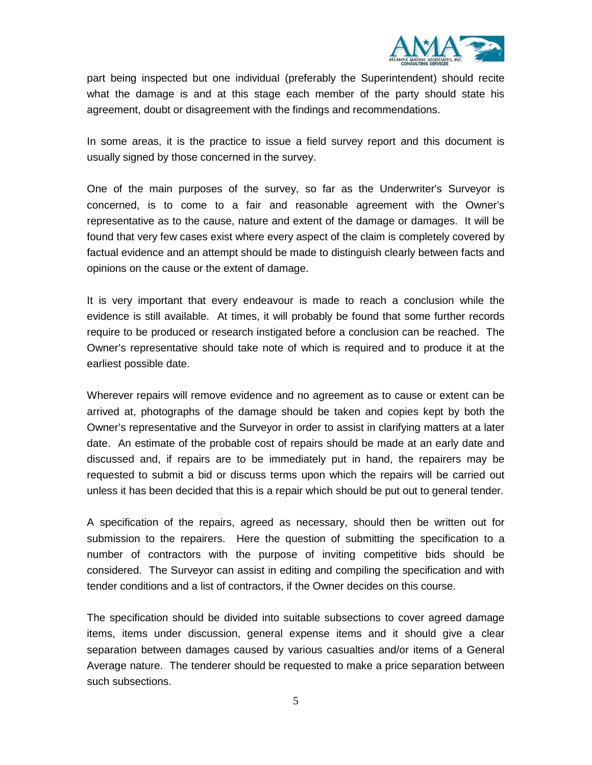part being inspected but one individual (preferably the Superintendent) should recite what the damage is and at this stage each member of the party should state his agreement, doubt or disagreement with the findings and recommendations.

In some areas, it is the practice to issue a field survey report and this document is usually signed by those concerned in the survey.

One of the main purposes of the survey, so far as the Underwriter's Surveyor is concerned, is to come to a fair and reasonable agreement with the Owner's representative as to the cause, nature and extent of the damage or damages. It will be found that very few cases exist where every aspect of the claim is completely covered by factual evidence and an attempt should be made to distinguish clearly between facts and opinions on the cause or the extent of damage.

It is very important that every endeavour is made to reach a conclusion while the evidence is still available. At times, it will probably be found that some further records require to be produced or research instigated before a conclusion can be reached. The Owner's representative should take note of which is required and to produce it at the earliest possible date.

Wherever repairs will remove evidence and no agreement as to cause or extent can be arrived at, photographs of the damage should be taken and copies kept by both the Owner's representative and the Surveyor in order to assist in clarifying matters at a later date. An estimate of the probable cost of repairs should be made at an early date and discussed and, if repairs are to be immediately put in hand, the repairers may be requested to submit a bid or discuss terms upon which the repairs will be carried out unless it has been decided that this is a repair which should be put out to general tender.

A specification of the repairs, agreed as necessary, should then be written out for submission to the repairers. Here the question of submitting the specification to a number of contractors with the purpose of inviting competitive bids should be considered. The Surveyor can assist in editing and compiling the specification and with tender conditions and a list of contractors, if the Owner decides on this course.

The specification should be divided into suitable subsections to cover agreed damage items, items under discussion, general expense items and it should give a clear separation between damages caused by various casualties and/or items of a General Average nature. The tenderer should be requested to make a price separation between such subsections.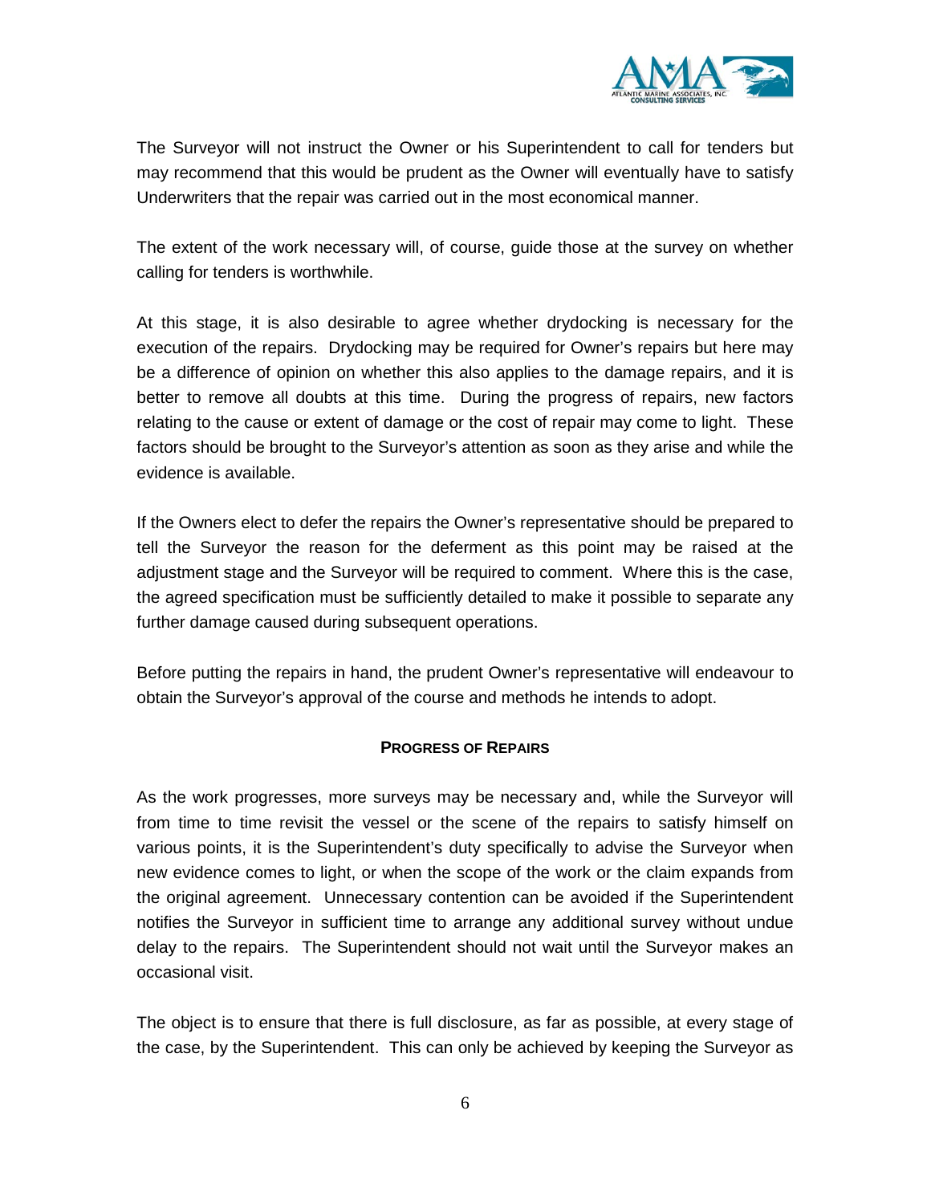The Surveyor will not instruct the Owner or his Superintendent to call for tenders but may recommend that this would be prudent as the Owner will eventually have to satisfy Underwriters that the repair was carried out in the most economical manner.

The extent of the work necessary will, of course, guide those at the survey on whether calling for tenders is worthwhile.

At this stage, it is also desirable to agree whether drydocking is necessary for the execution of the repairs. Drydocking may be required for Owner's repairs but here may be a difference of opinion on whether this also applies to the damage repairs, and it is better to remove all doubts at this time. During the progress of repairs, new factors relating to the cause or extent of damage or the cost of repair may come to light. These factors should be brought to the Surveyor's attention as soon as they arise and while the evidence is available.

If the Owners elect to defer the repairs the Owner's representative should be prepared to tell the Surveyor the reason for the deferment as this point may be raised at the adjustment stage and the Surveyor will be required to comment. Where this is the case, the agreed specification must be sufficiently detailed to make it possible to separate any further damage caused during subsequent operations.

Before putting the repairs in hand, the prudent Owner's representative will endeavour to obtain the Surveyor's approval of the course and methods he intends to adopt.

## PROGRESS OF REPAIRS

As the work progresses, more surveys may be necessary and, while the Surveyor will from time to time revisit the vessel or the scene of the repairs to satisfy himself on various points, it is the Superintendent's duty specifically to advise the Surveyor when new evidence comes to light, or when the scope of the work or the claim expands from the original agreement. Unnecessary contention can be avoided if the Superintendent notifies the Surveyor in sufficient time to arrange any additional survey without undue delay to the repairs. The Superintendent should not wait until the Surveyor makes an occasional visit.

The object is to ensure that there is full disclosure, as far as possible, at every stage of the case, by the Superintendent. This can only be achieved by keeping the Surveyor as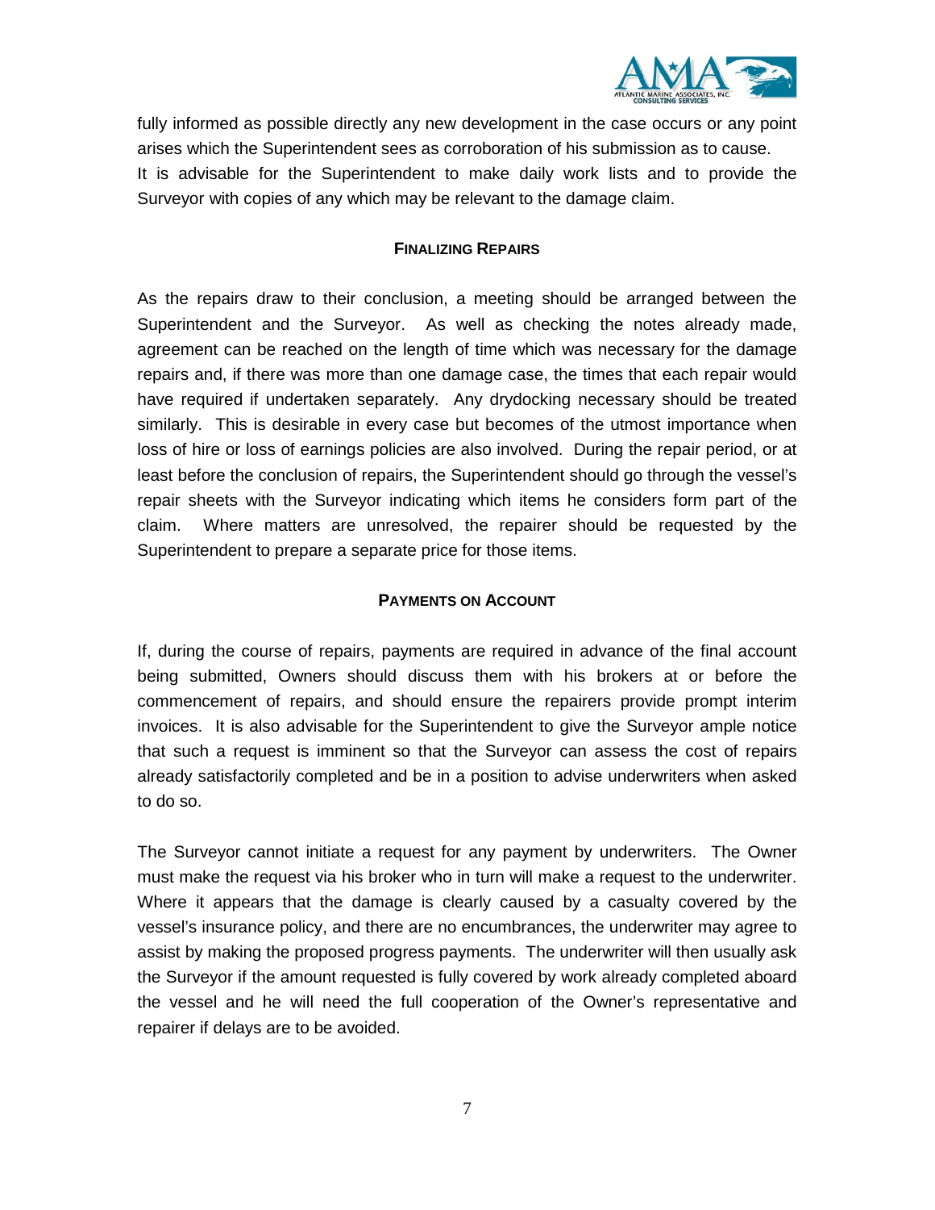fully informed as possible directly any new development in the case occurs or any point arises which the Superintendent sees as corroboration of his submission as to cause.
It is advisable for the Superintendent to make daily work lists and to provide the Surveyor with copies of any which may be relevant to the damage claim.

## FINALIZING REPAIRS

As the repairs draw to their conclusion, a meeting should be arranged between the Superintendent and the Surveyor. As well as checking the notes already made, agreement can be reached on the length of time which was necessary for the damage repairs and, if there was more than one damage case, the times that each repair would have required if undertaken separately. Any drydocking necessary should be treated similarly. This is desirable in every case but becomes of the utmost importance when loss of hire or loss of earnings policies are also involved. During the repair period, or at least before the conclusion of repairs, the Superintendent should go through the vessel's repair sheets with the Surveyor indicating which items he considers form part of the claim. Where matters are unresolved, the repairer should be requested by the Superintendent to prepare a separate price for those items.

## PAYMENTS ON ACCOUNT

If, during the course of repairs, payments are required in advance of the final account being submitted, Owners should discuss them with his brokers at or before the commencement of repairs, and should ensure the repairers provide prompt interim invoices. It is also advisable for the Superintendent to give the Surveyor ample notice that such a request is imminent so that the Surveyor can assess the cost of repairs already satisfactorily completed and be in a position to advise underwriters when asked to do so.

The Surveyor cannot initiate a request for any payment by underwriters. The Owner must make the request via his broker who in turn will make a request to the underwriter. Where it appears that the damage is clearly caused by a casualty covered by the vessel's insurance policy, and there are no encumbrances, the underwriter may agree to assist by making the proposed progress payments. The underwriter will then usually ask the Surveyor if the amount requested is fully covered by work already completed aboard the vessel and he will need the full cooperation of the Owner's representative and repairer if delays are to be avoided.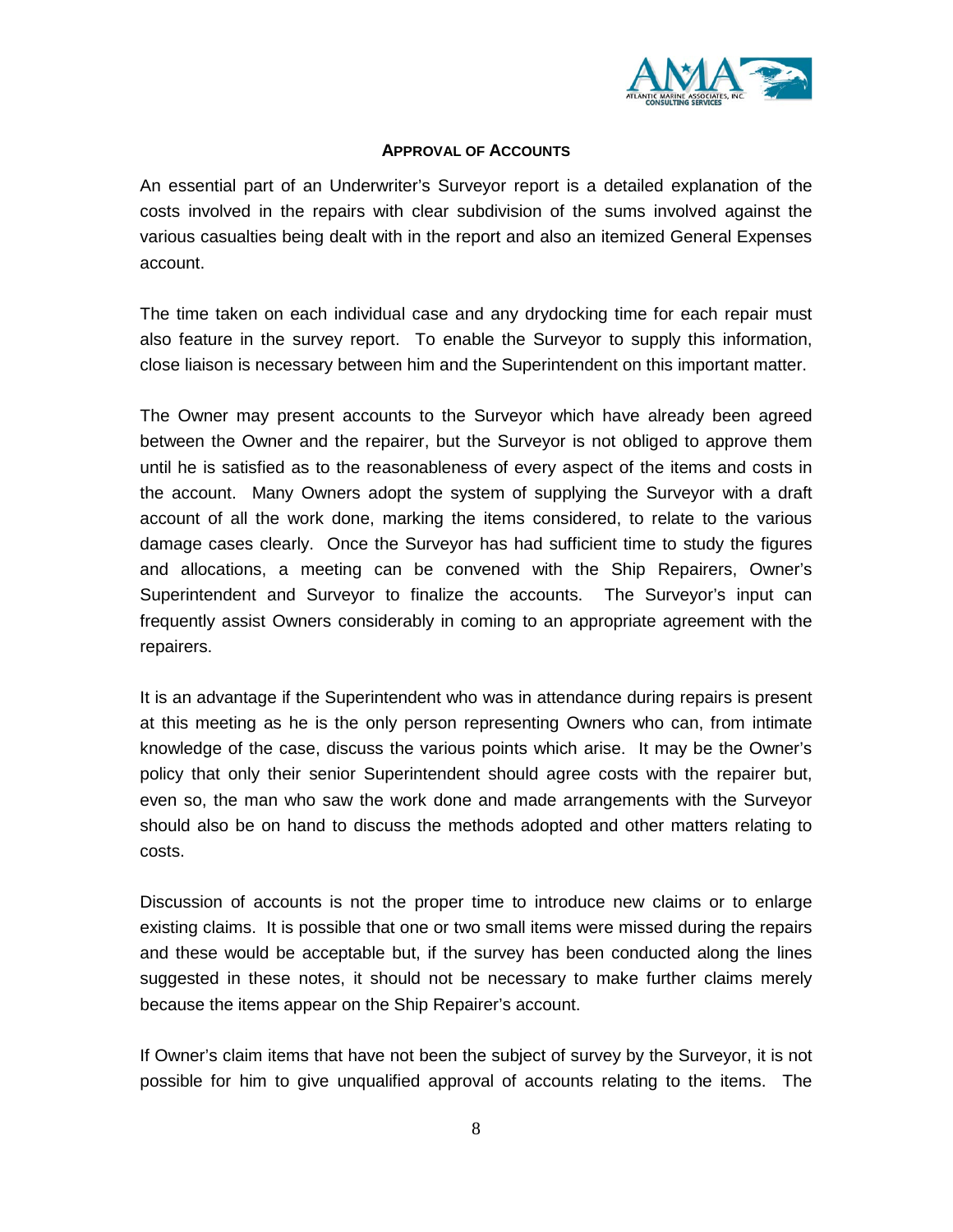## APPROVAL OF ACCOUNTS

An essential part of an Underwriter's Surveyor report is a detailed explanation of the costs involved in the repairs with clear subdivision of the sums involved against the various casualties being dealt with in the report and also an itemized General Expenses account.

The time taken on each individual case and any drydocking time for each repair must also feature in the survey report. To enable the Surveyor to supply this information, close liaison is necessary between him and the Superintendent on this important matter.

The Owner may present accounts to the Surveyor which have already been agreed between the Owner and the repairer, but the Surveyor is not obliged to approve them until he is satisfied as to the reasonableness of every aspect of the items and costs in the account. Many Owners adopt the system of supplying the Surveyor with a draft account of all the work done, marking the items considered, to relate to the various damage cases clearly. Once the Surveyor has had sufficient time to study the figures and allocations, a meeting can be convened with the Ship Repairers, Owner's Superintendent and Surveyor to finalize the accounts. The Surveyor's input can frequently assist Owners considerably in coming to an appropriate agreement with the repairers.

It is an advantage if the Superintendent who was in attendance during repairs is present at this meeting as he is the only person representing Owners who can, from intimate knowledge of the case, discuss the various points which arise. It may be the Owner's policy that only their senior Superintendent should agree costs with the repairer but, even so, the man who saw the work done and made arrangements with the Surveyor should also be on hand to discuss the methods adopted and other matters relating to costs.

Discussion of accounts is not the proper time to introduce new claims or to enlarge existing claims. It is possible that one or two small items were missed during the repairs and these would be acceptable but, if the survey has been conducted along the lines suggested in these notes, it should not be necessary to make further claims merely because the items appear on the Ship Repairer's account.

If Owner's claim items that have not been the subject of survey by the Surveyor, it is not possible for him to give unqualified approval of accounts relating to the items. The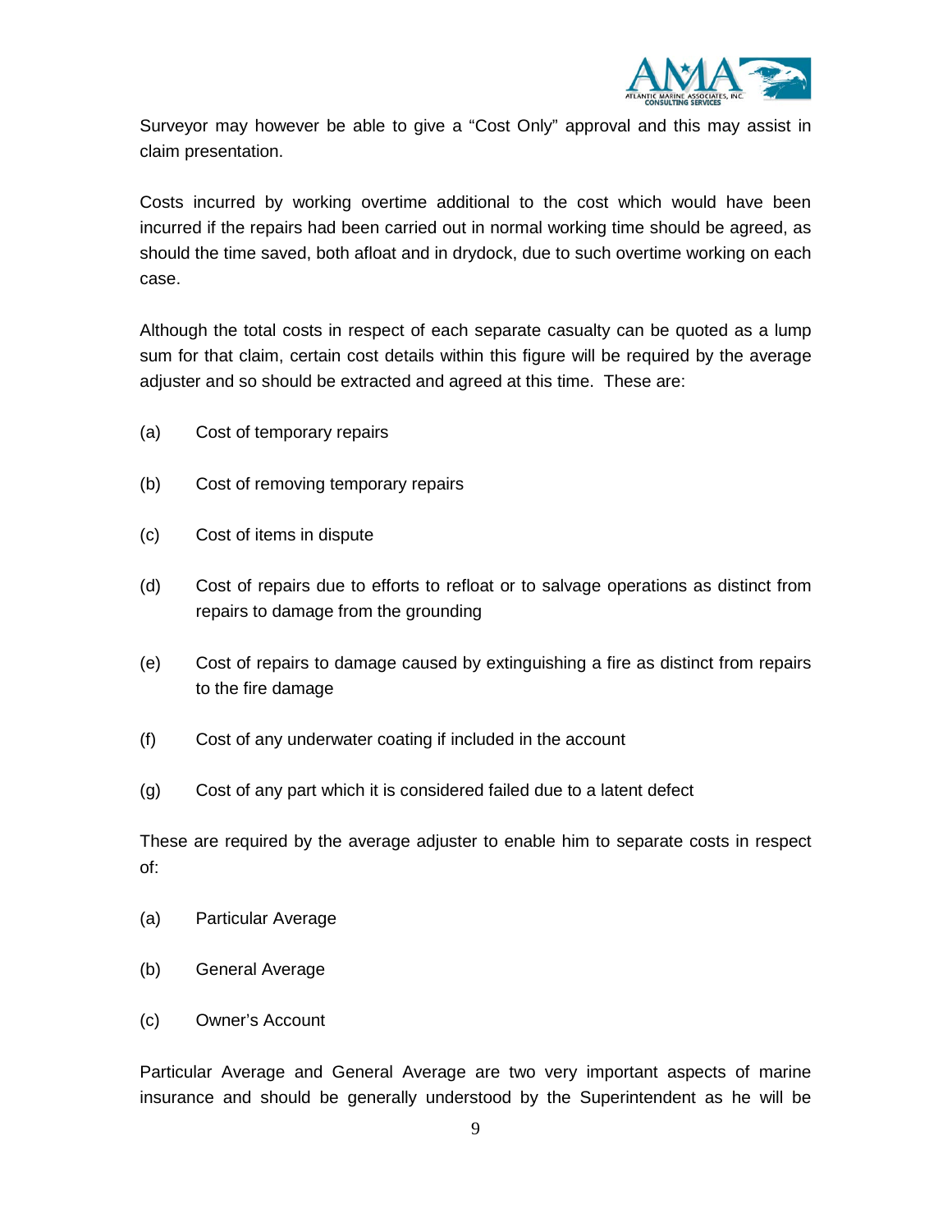Surveyor may however be able to give a “Cost Only” approval and this may assist in claim presentation.

Costs incurred by working overtime additional to the cost which would have been incurred if the repairs had been carried out in normal working time should be agreed, as should the time saved, both afloat and in drydock, due to such overtime working on each case.

Although the total costs in respect of each separate casualty can be quoted as a lump sum for that claim, certain cost details within this figure will be required by the average adjuster and so should be extracted and agreed at this time. These are:

(a) Cost of temporary repairs

(b) Cost of removing temporary repairs

(c) Cost of items in dispute

(d) Cost of repairs due to efforts to refloat or to salvage operations as distinct from repairs to damage from the grounding

(e) Cost of repairs to damage caused by extinguishing a fire as distinct from repairs to the fire damage

(f) Cost of any underwater coating if included in the account

(g) Cost of any part which it is considered failed due to a latent defect

These are required by the average adjuster to enable him to separate costs in respect of:

(a) Particular Average

(b) General Average

(c) Owner’s Account

Particular Average and General Average are two very important aspects of marine insurance and should be generally understood by the Superintendent as he will be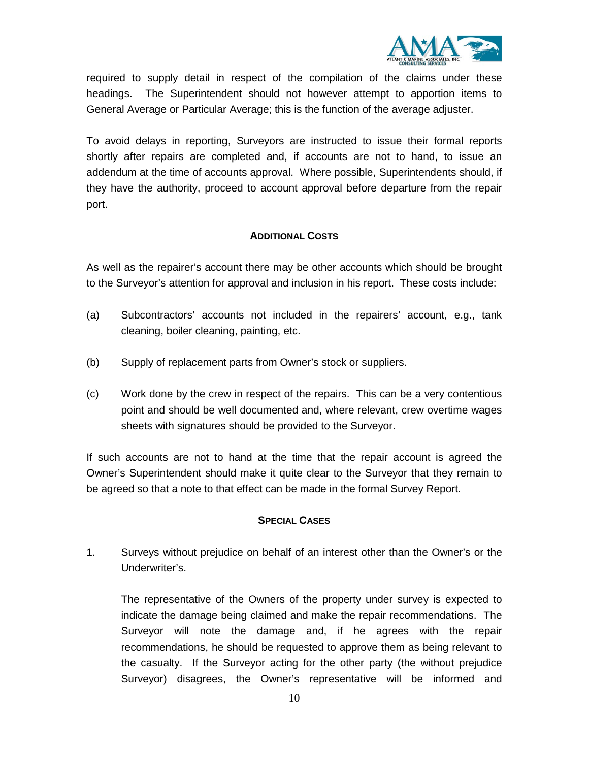required to supply detail in respect of the compilation of the claims under these headings. The Superintendent should not however attempt to apportion items to General Average or Particular Average; this is the function of the average adjuster.

To avoid delays in reporting, Surveyors are instructed to issue their formal reports shortly after repairs are completed and, if accounts are not to hand, to issue an addendum at the time of accounts approval. Where possible, Superintendents should, if they have the authority, proceed to account approval before departure from the repair port.

### ADDITIONAL COSTS

As well as the repairer's account there may be other accounts which should be brought to the Surveyor's attention for approval and inclusion in his report. These costs include:

(a) Subcontractors' accounts not included in the repairers' account, e.g., tank cleaning, boiler cleaning, painting, etc.

(b) Supply of replacement parts from Owner's stock or suppliers.

(c) Work done by the crew in respect of the repairs. This can be a very contentious point and should be well documented and, where relevant, crew overtime wages sheets with signatures should be provided to the Surveyor.

If such accounts are not to hand at the time that the repair account is agreed the Owner's Superintendent should make it quite clear to the Surveyor that they remain to be agreed so that a note to that effect can be made in the formal Survey Report.

### SPECIAL CASES

1. Surveys without prejudice on behalf of an interest other than the Owner's or the Underwriter's.

   The representative of the Owners of the property under survey is expected to indicate the damage being claimed and make the repair recommendations. The Surveyor will note the damage and, if he agrees with the repair recommendations, he should be requested to approve them as being relevant to the casualty. If the Surveyor acting for the other party (the without prejudice Surveyor) disagrees, the Owner's representative will be informed and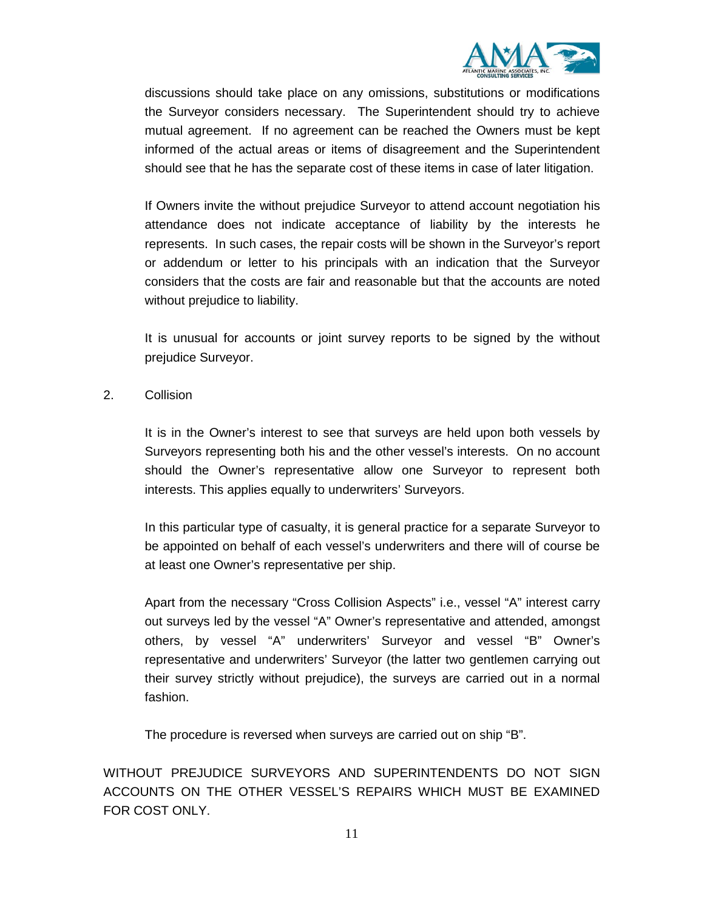discussions should take place on any omissions, substitutions or modifications the Surveyor considers necessary. The Superintendent should try to achieve mutual agreement. If no agreement can be reached the Owners must be kept informed of the actual areas or items of disagreement and the Superintendent should see that he has the separate cost of these items in case of later litigation.

If Owners invite the without prejudice Surveyor to attend account negotiation his attendance does not indicate acceptance of liability by the interests he represents. In such cases, the repair costs will be shown in the Surveyor's report or addendum or letter to his principals with an indication that the Surveyor considers that the costs are fair and reasonable but that the accounts are noted without prejudice to liability.

It is unusual for accounts or joint survey reports to be signed by the without prejudice Surveyor.

2. Collision

It is in the Owner's interest to see that surveys are held upon both vessels by Surveyors representing both his and the other vessel's interests. On no account should the Owner's representative allow one Surveyor to represent both interests. This applies equally to underwriters' Surveyors.

In this particular type of casualty, it is general practice for a separate Surveyor to be appointed on behalf of each vessel's underwriters and there will of course be at least one Owner's representative per ship.

Apart from the necessary "Cross Collision Aspects" i.e., vessel "A" interest carry out surveys led by the vessel "A" Owner's representative and attended, amongst others, by vessel "A" underwriters' Surveyor and vessel "B" Owner's representative and underwriters' Surveyor (the latter two gentlemen carrying out their survey strictly without prejudice), the surveys are carried out in a normal fashion.

The procedure is reversed when surveys are carried out on ship "B".

WITHOUT PREJUDICE SURVEYORS AND SUPERINTENDENTS DO NOT SIGN ACCOUNTS ON THE OTHER VESSEL'S REPAIRS WHICH MUST BE EXAMINED FOR COST ONLY.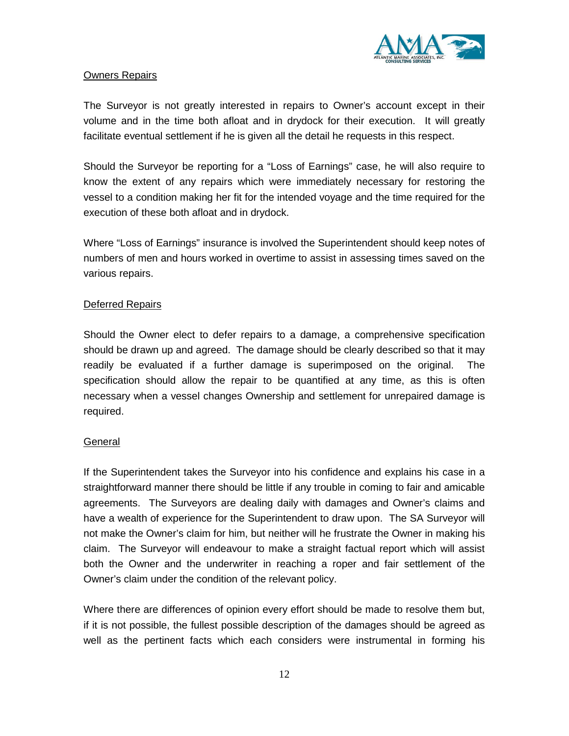Owners Repairs

The Surveyor is not greatly interested in repairs to Owner's account except in their volume and in the time both afloat and in drydock for their execution. It will greatly facilitate eventual settlement if he is given all the detail he requests in this respect.

Should the Surveyor be reporting for a "Loss of Earnings" case, he will also require to know the extent of any repairs which were immediately necessary for restoring the vessel to a condition making her fit for the intended voyage and the time required for the execution of these both afloat and in drydock.

Where "Loss of Earnings" insurance is involved the Superintendent should keep notes of numbers of men and hours worked in overtime to assist in assessing times saved on the various repairs.

Deferred Repairs

Should the Owner elect to defer repairs to a damage, a comprehensive specification should be drawn up and agreed. The damage should be clearly described so that it may readily be evaluated if a further damage is superimposed on the original. The specification should allow the repair to be quantified at any time, as this is often necessary when a vessel changes Ownership and settlement for unrepaired damage is required.

General

If the Superintendent takes the Surveyor into his confidence and explains his case in a straightforward manner there should be little if any trouble in coming to fair and amicable agreements. The Surveyors are dealing daily with damages and Owner's claims and have a wealth of experience for the Superintendent to draw upon. The SA Surveyor will not make the Owner's claim for him, but neither will he frustrate the Owner in making his claim. The Surveyor will endeavour to make a straight factual report which will assist both the Owner and the underwriter in reaching a roper and fair settlement of the Owner's claim under the condition of the relevant policy.

Where there are differences of opinion every effort should be made to resolve them but, if it is not possible, the fullest possible description of the damages should be agreed as well as the pertinent facts which each considers were instrumental in forming his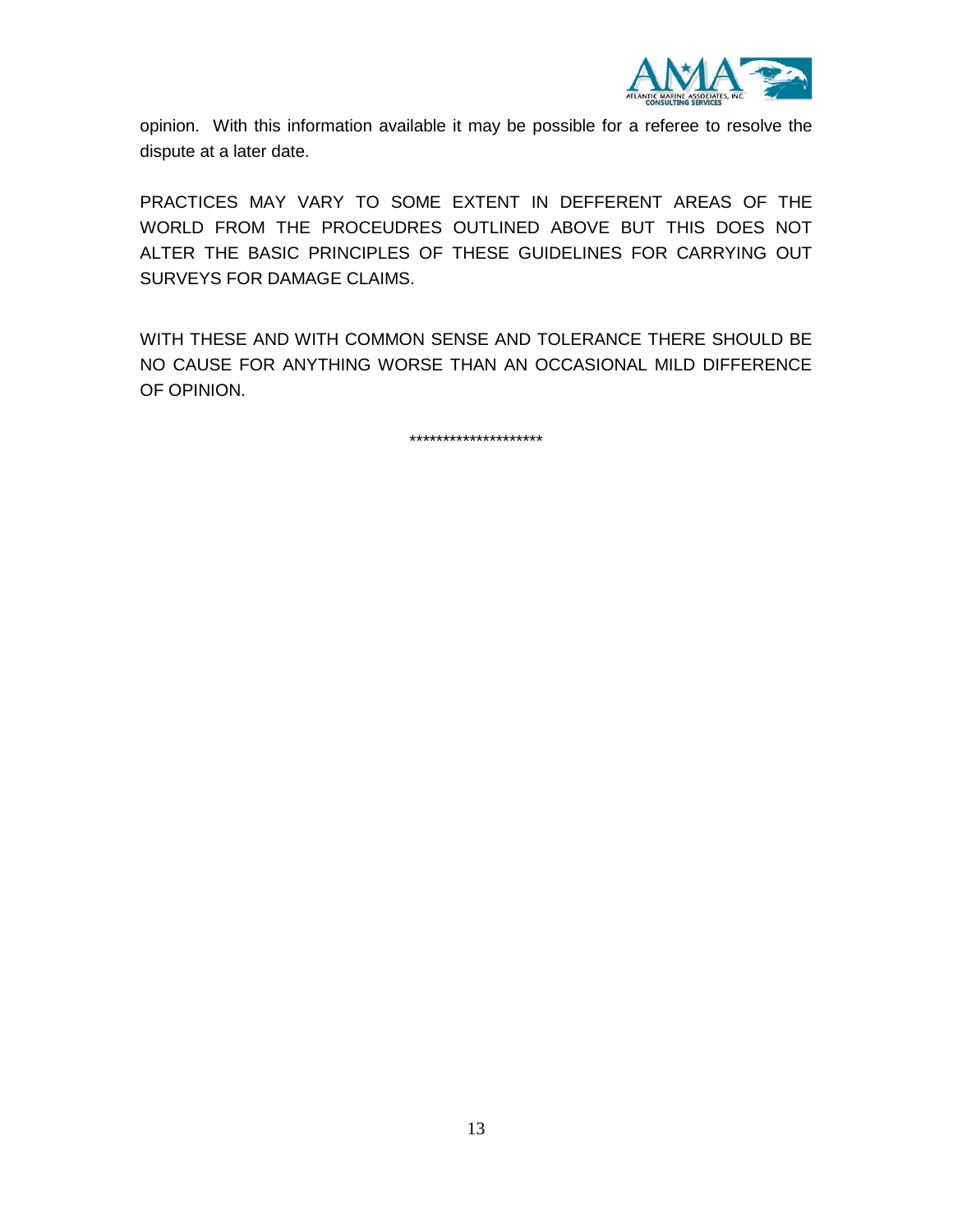opinion. With this information available it may be possible for a referee to resolve the dispute at a later date.

PRACTICES MAY VARY TO SOME EXTENT IN DEFFERENT AREAS OF THE WORLD FROM THE PROCEUDRES OUTLINED ABOVE BUT THIS DOES NOT ALTER THE BASIC PRINCIPLES OF THESE GUIDELINES FOR CARRYING OUT SURVEYS FOR DAMAGE CLAIMS.

WITH THESE AND WITH COMMON SENSE AND TOLERANCE THERE SHOULD BE NO CAUSE FOR ANYTHING WORSE THAN AN OCCASIONAL MILD DIFFERENCE OF OPINION.

********************